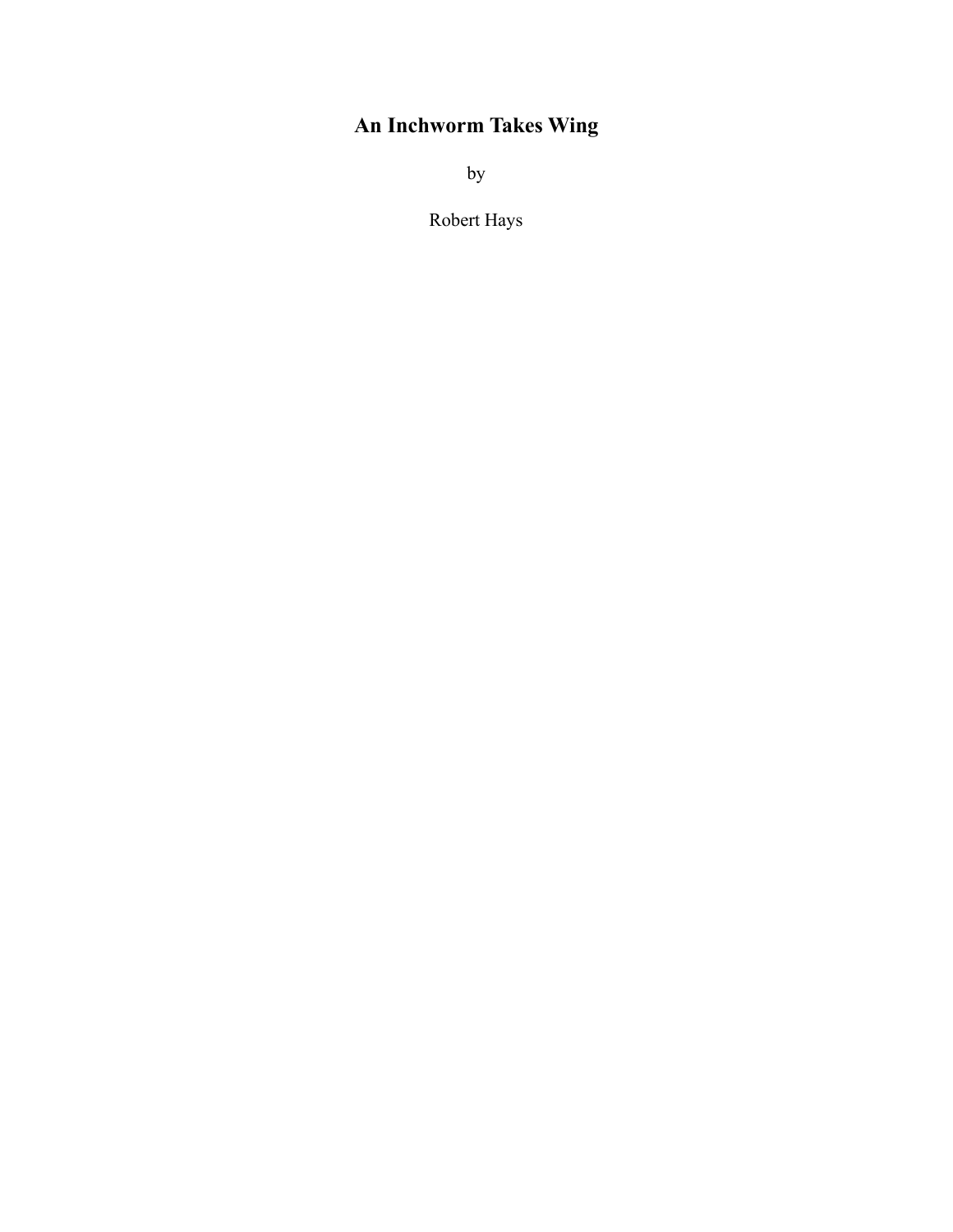# An Inchworm Takes Wing

by

Robert Hays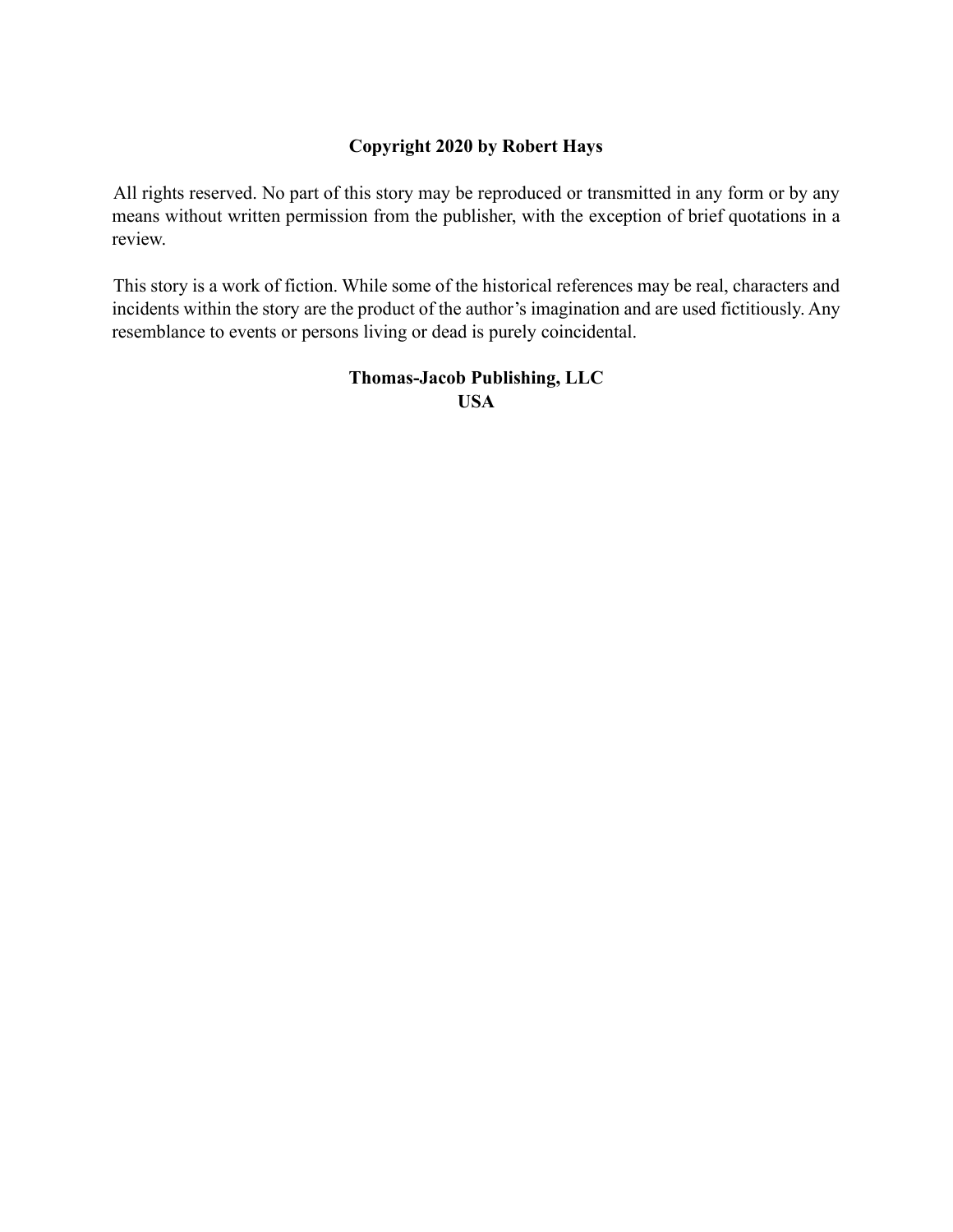**Copyright 2020 by Robert Hays**

All rights reserved. No part of this story may be reproduced or transmitted in any form or by any means without written permission from the publisher, with the exception of brief quotations in a review.

This story is a work of fiction. While some of the historical references may be real, characters and incidents within the story are the product of the author's imagination and are used fictitiously. Any resemblance to events or persons living or dead is purely coincidental.

**Thomas-Jacob Publishing, LLC**
**USA**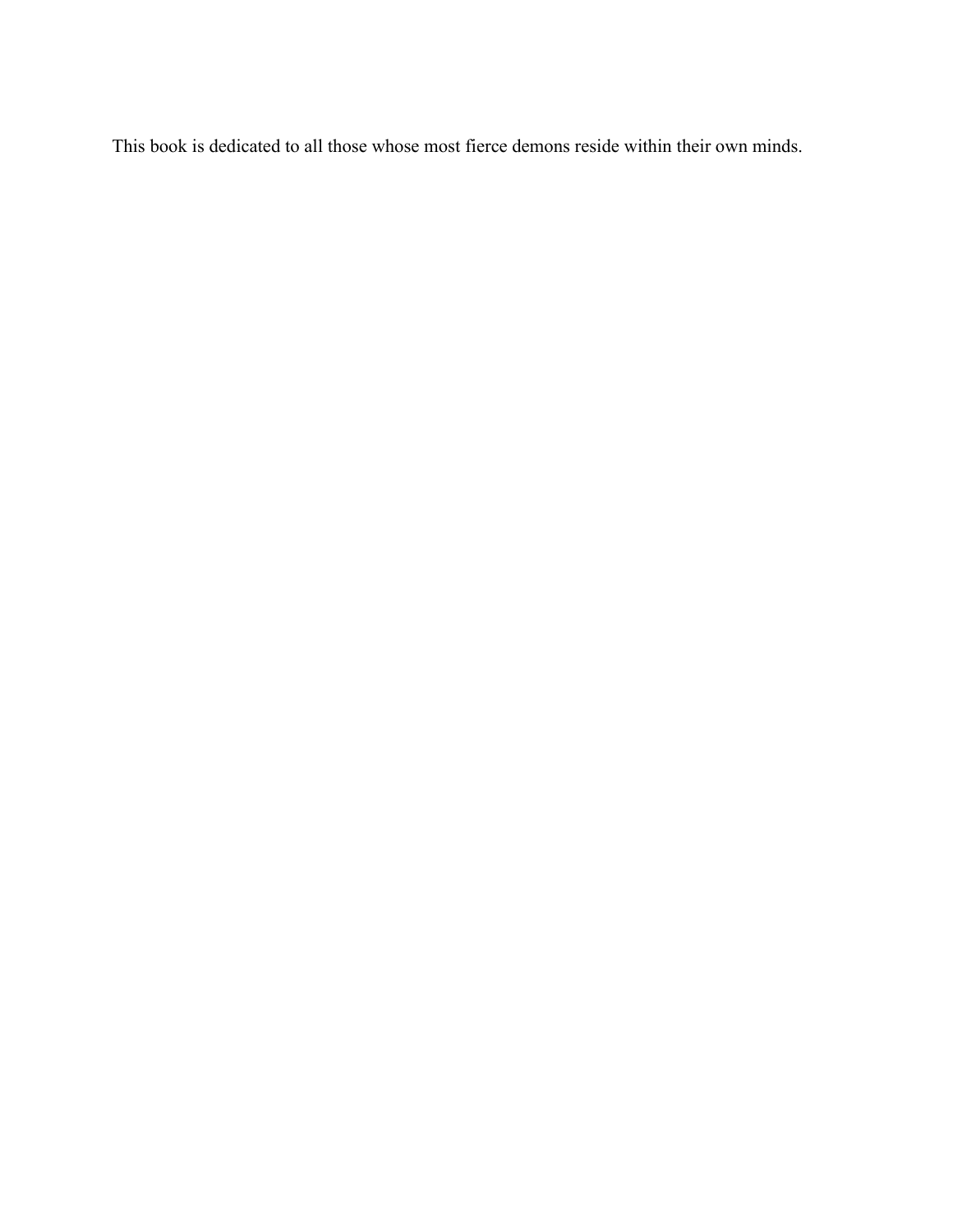This book is dedicated to all those whose most fierce demons reside within their own minds.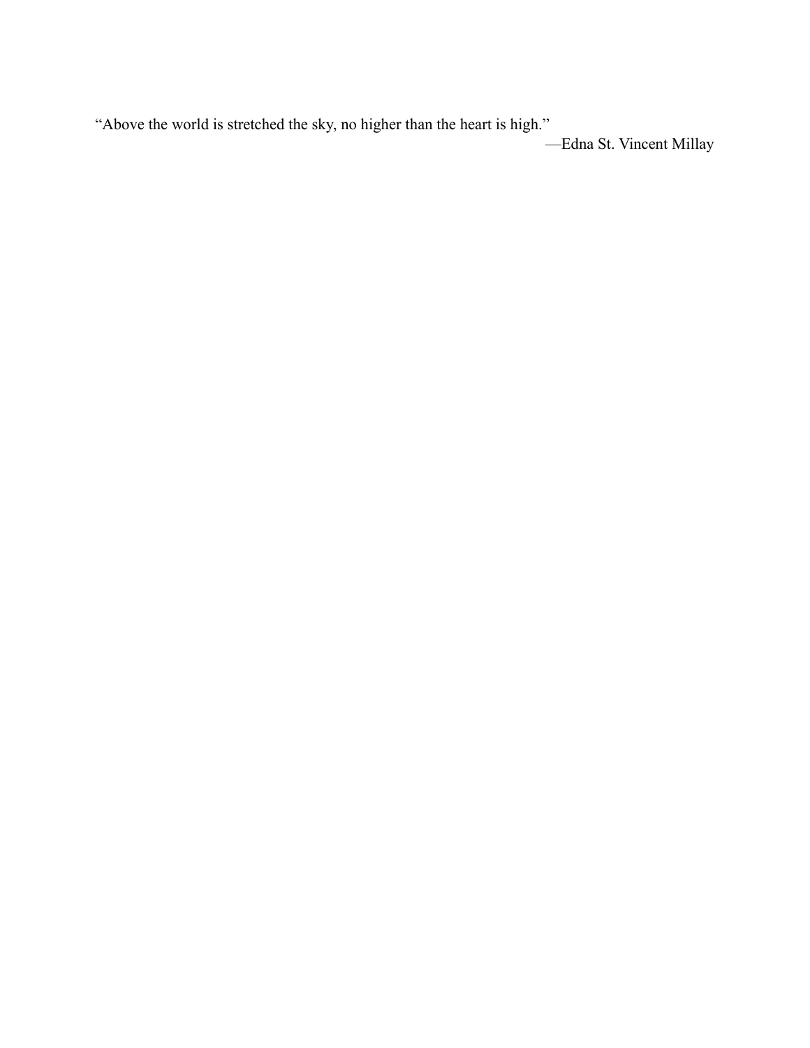“Above the world is stretched the sky, no higher than the heart is high.”

—Edna St. Vincent Millay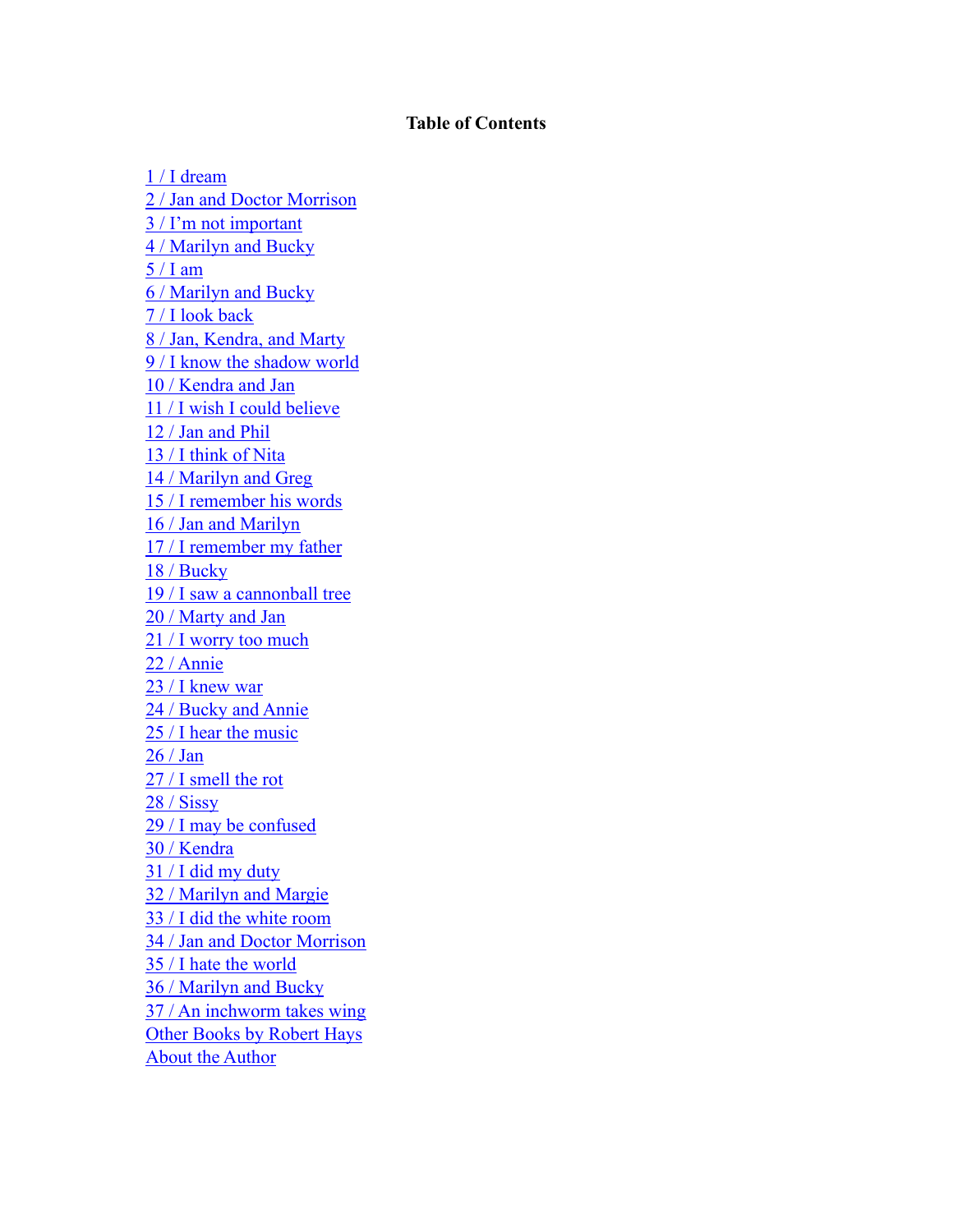**Table of Contents**

1 / I dream
2 / Jan and Doctor Morrison
3 / I'm not important
4 / Marilyn and Bucky
5 / I am
6 / Marilyn and Bucky
7 / I look back
8 / Jan, Kendra, and Marty
9 / I know the shadow world
10 / Kendra and Jan
11 / I wish I could believe
12 / Jan and Phil
13 / I think of Nita
14 / Marilyn and Greg
15 / I remember his words
16 / Jan and Marilyn
17 / I remember my father
18 / Bucky
19 / I saw a cannonball tree
20 / Marty and Jan
21 / I worry too much
22 / Annie
23 / I knew war
24 / Bucky and Annie
25 / I hear the music
26 / Jan
27 / I smell the rot
28 / Sissy
29 / I may be confused
30 / Kendra
31 / I did my duty
32 / Marilyn and Margie
33 / I did the white room
34 / Jan and Doctor Morrison
35 / I hate the world
36 / Marilyn and Bucky
37 / An inchworm takes wing
Other Books by Robert Hays
About the Author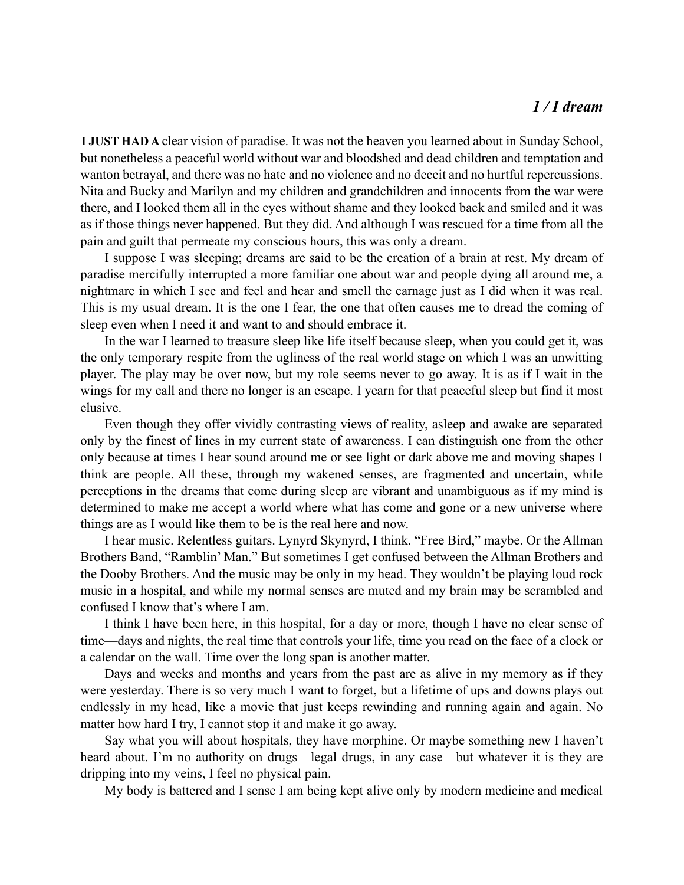## *1 / I dream*

**I JUST HAD A** clear vision of paradise. It was not the heaven you learned about in Sunday School, but nonetheless a peaceful world without war and bloodshed and dead children and temptation and wanton betrayal, and there was no hate and no violence and no deceit and no hurtful repercussions. Nita and Bucky and Marilyn and my children and grandchildren and innocents from the war were there, and I looked them all in the eyes without shame and they looked back and smiled and it was as if those things never happened. But they did. And although I was rescued for a time from all the pain and guilt that permeate my conscious hours, this was only a dream.

I suppose I was sleeping; dreams are said to be the creation of a brain at rest. My dream of paradise mercifully interrupted a more familiar one about war and people dying all around me, a nightmare in which I see and feel and hear and smell the carnage just as I did when it was real. This is my usual dream. It is the one I fear, the one that often causes me to dread the coming of sleep even when I need it and want to and should embrace it.

In the war I learned to treasure sleep like life itself because sleep, when you could get it, was the only temporary respite from the ugliness of the real world stage on which I was an unwitting player. The play may be over now, but my role seems never to go away. It is as if I wait in the wings for my call and there no longer is an escape. I yearn for that peaceful sleep but find it most elusive.

Even though they offer vividly contrasting views of reality, asleep and awake are separated only by the finest of lines in my current state of awareness. I can distinguish one from the other only because at times I hear sound around me or see light or dark above me and moving shapes I think are people. All these, through my wakened senses, are fragmented and uncertain, while perceptions in the dreams that come during sleep are vibrant and unambiguous as if my mind is determined to make me accept a world where what has come and gone or a new universe where things are as I would like them to be is the real here and now.

I hear music. Relentless guitars. Lynyrd Skynyrd, I think. “Free Bird,” maybe. Or the Allman Brothers Band, “Ramblin’ Man.” But sometimes I get confused between the Allman Brothers and the Dooby Brothers. And the music may be only in my head. They wouldn’t be playing loud rock music in a hospital, and while my normal senses are muted and my brain may be scrambled and confused I know that’s where I am.

I think I have been here, in this hospital, for a day or more, though I have no clear sense of time—days and nights, the real time that controls your life, time you read on the face of a clock or a calendar on the wall. Time over the long span is another matter.

Days and weeks and months and years from the past are as alive in my memory as if they were yesterday. There is so very much I want to forget, but a lifetime of ups and downs plays out endlessly in my head, like a movie that just keeps rewinding and running again and again. No matter how hard I try, I cannot stop it and make it go away.

Say what you will about hospitals, they have morphine. Or maybe something new I haven’t heard about. I’m no authority on drugs—legal drugs, in any case—but whatever it is they are dripping into my veins, I feel no physical pain.

My body is battered and I sense I am being kept alive only by modern medicine and medical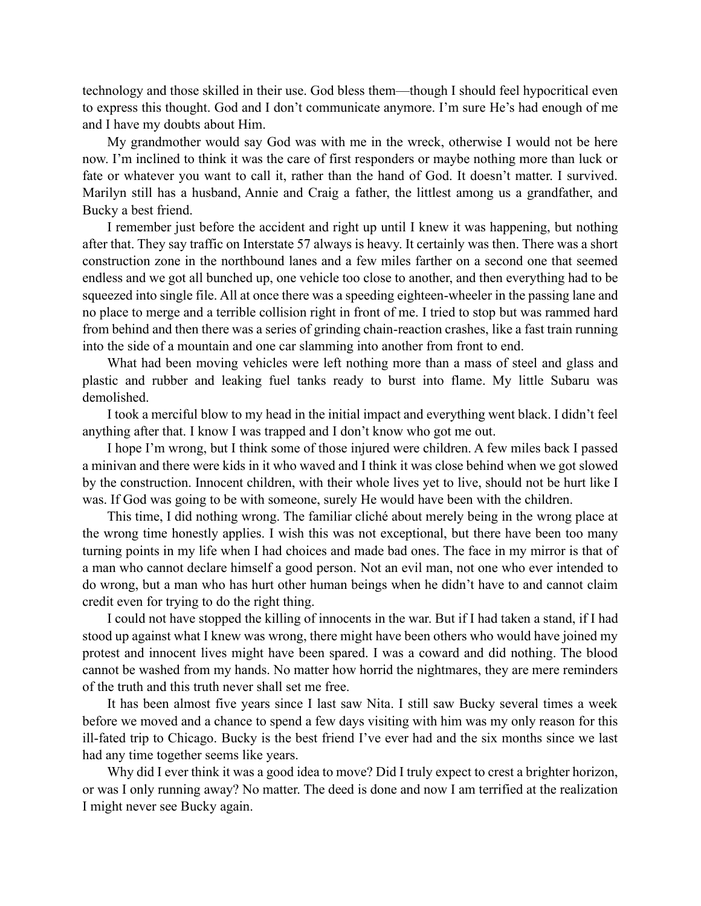technology and those skilled in their use. God bless them—though I should feel hypocritical even to express this thought. God and I don't communicate anymore. I'm sure He's had enough of me and I have my doubts about Him.

My grandmother would say God was with me in the wreck, otherwise I would not be here now. I'm inclined to think it was the care of first responders or maybe nothing more than luck or fate or whatever you want to call it, rather than the hand of God. It doesn't matter. I survived. Marilyn still has a husband, Annie and Craig a father, the littlest among us a grandfather, and Bucky a best friend.

I remember just before the accident and right up until I knew it was happening, but nothing after that. They say traffic on Interstate 57 always is heavy. It certainly was then. There was a short construction zone in the northbound lanes and a few miles farther on a second one that seemed endless and we got all bunched up, one vehicle too close to another, and then everything had to be squeezed into single file. All at once there was a speeding eighteen-wheeler in the passing lane and no place to merge and a terrible collision right in front of me. I tried to stop but was rammed hard from behind and then there was a series of grinding chain-reaction crashes, like a fast train running into the side of a mountain and one car slamming into another from front to end.

What had been moving vehicles were left nothing more than a mass of steel and glass and plastic and rubber and leaking fuel tanks ready to burst into flame. My little Subaru was demolished.

I took a merciful blow to my head in the initial impact and everything went black. I didn't feel anything after that. I know I was trapped and I don't know who got me out.

I hope I'm wrong, but I think some of those injured were children. A few miles back I passed a minivan and there were kids in it who waved and I think it was close behind when we got slowed by the construction. Innocent children, with their whole lives yet to live, should not be hurt like I was. If God was going to be with someone, surely He would have been with the children.

This time, I did nothing wrong. The familiar cliché about merely being in the wrong place at the wrong time honestly applies. I wish this was not exceptional, but there have been too many turning points in my life when I had choices and made bad ones. The face in my mirror is that of a man who cannot declare himself a good person. Not an evil man, not one who ever intended to do wrong, but a man who has hurt other human beings when he didn't have to and cannot claim credit even for trying to do the right thing.

I could not have stopped the killing of innocents in the war. But if I had taken a stand, if I had stood up against what I knew was wrong, there might have been others who would have joined my protest and innocent lives might have been spared. I was a coward and did nothing. The blood cannot be washed from my hands. No matter how horrid the nightmares, they are mere reminders of the truth and this truth never shall set me free.

It has been almost five years since I last saw Nita. I still saw Bucky several times a week before we moved and a chance to spend a few days visiting with him was my only reason for this ill-fated trip to Chicago. Bucky is the best friend I've ever had and the six months since we last had any time together seems like years.

Why did I ever think it was a good idea to move? Did I truly expect to crest a brighter horizon, or was I only running away? No matter. The deed is done and now I am terrified at the realization I might never see Bucky again.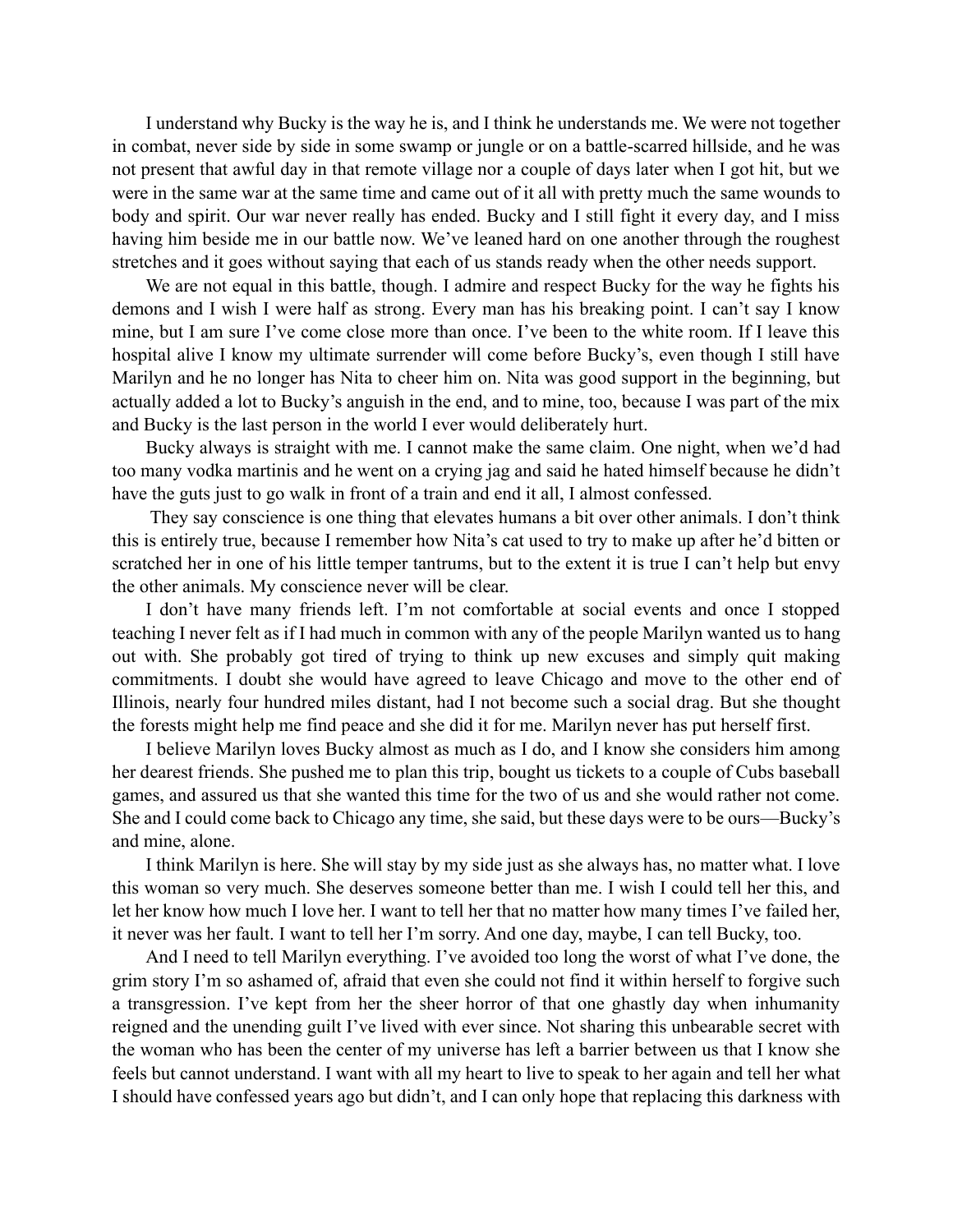I understand why Bucky is the way he is, and I think he understands me. We were not together in combat, never side by side in some swamp or jungle or on a battle-scarred hillside, and he was not present that awful day in that remote village nor a couple of days later when I got hit, but we were in the same war at the same time and came out of it all with pretty much the same wounds to body and spirit. Our war never really has ended. Bucky and I still fight it every day, and I miss having him beside me in our battle now. We've leaned hard on one another through the roughest stretches and it goes without saying that each of us stands ready when the other needs support.

We are not equal in this battle, though. I admire and respect Bucky for the way he fights his demons and I wish I were half as strong. Every man has his breaking point. I can't say I know mine, but I am sure I've come close more than once. I've been to the white room. If I leave this hospital alive I know my ultimate surrender will come before Bucky's, even though I still have Marilyn and he no longer has Nita to cheer him on. Nita was good support in the beginning, but actually added a lot to Bucky's anguish in the end, and to mine, too, because I was part of the mix and Bucky is the last person in the world I ever would deliberately hurt.

Bucky always is straight with me. I cannot make the same claim. One night, when we'd had too many vodka martinis and he went on a crying jag and said he hated himself because he didn't have the guts just to go walk in front of a train and end it all, I almost confessed.

They say conscience is one thing that elevates humans a bit over other animals. I don't think this is entirely true, because I remember how Nita's cat used to try to make up after he'd bitten or scratched her in one of his little temper tantrums, but to the extent it is true I can't help but envy the other animals. My conscience never will be clear.

I don't have many friends left. I'm not comfortable at social events and once I stopped teaching I never felt as if I had much in common with any of the people Marilyn wanted us to hang out with. She probably got tired of trying to think up new excuses and simply quit making commitments. I doubt she would have agreed to leave Chicago and move to the other end of Illinois, nearly four hundred miles distant, had I not become such a social drag. But she thought the forests might help me find peace and she did it for me. Marilyn never has put herself first.

I believe Marilyn loves Bucky almost as much as I do, and I know she considers him among her dearest friends. She pushed me to plan this trip, bought us tickets to a couple of Cubs baseball games, and assured us that she wanted this time for the two of us and she would rather not come. She and I could come back to Chicago any time, she said, but these days were to be ours—Bucky's and mine, alone.

I think Marilyn is here. She will stay by my side just as she always has, no matter what. I love this woman so very much. She deserves someone better than me. I wish I could tell her this, and let her know how much I love her. I want to tell her that no matter how many times I've failed her, it never was her fault. I want to tell her I'm sorry. And one day, maybe, I can tell Bucky, too.

And I need to tell Marilyn everything. I've avoided too long the worst of what I've done, the grim story I'm so ashamed of, afraid that even she could not find it within herself to forgive such a transgression. I've kept from her the sheer horror of that one ghastly day when inhumanity reigned and the unending guilt I've lived with ever since. Not sharing this unbearable secret with the woman who has been the center of my universe has left a barrier between us that I know she feels but cannot understand. I want with all my heart to live to speak to her again and tell her what I should have confessed years ago but didn't, and I can only hope that replacing this darkness with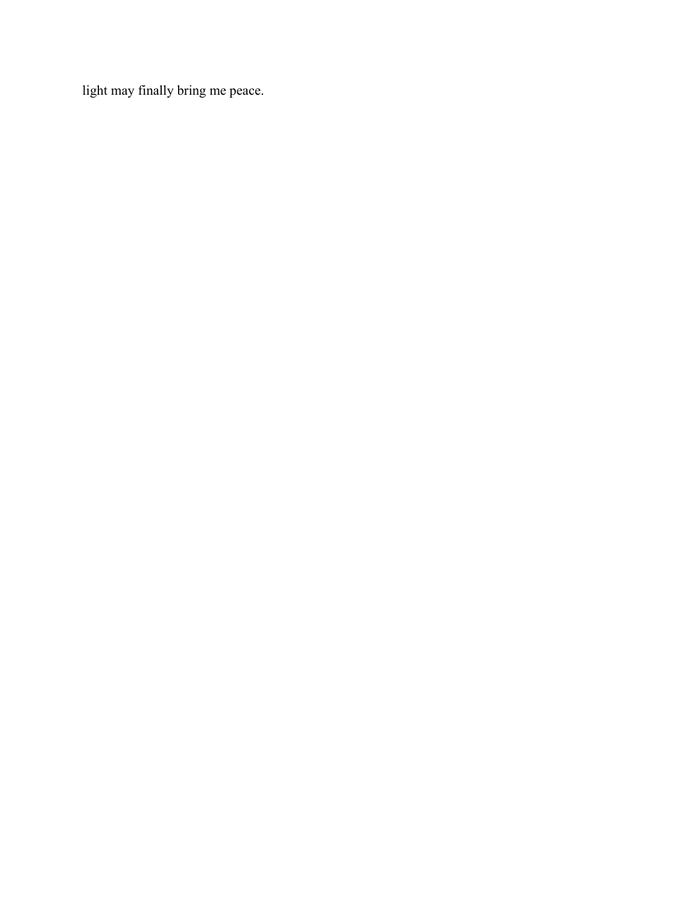light may finally bring me peace.